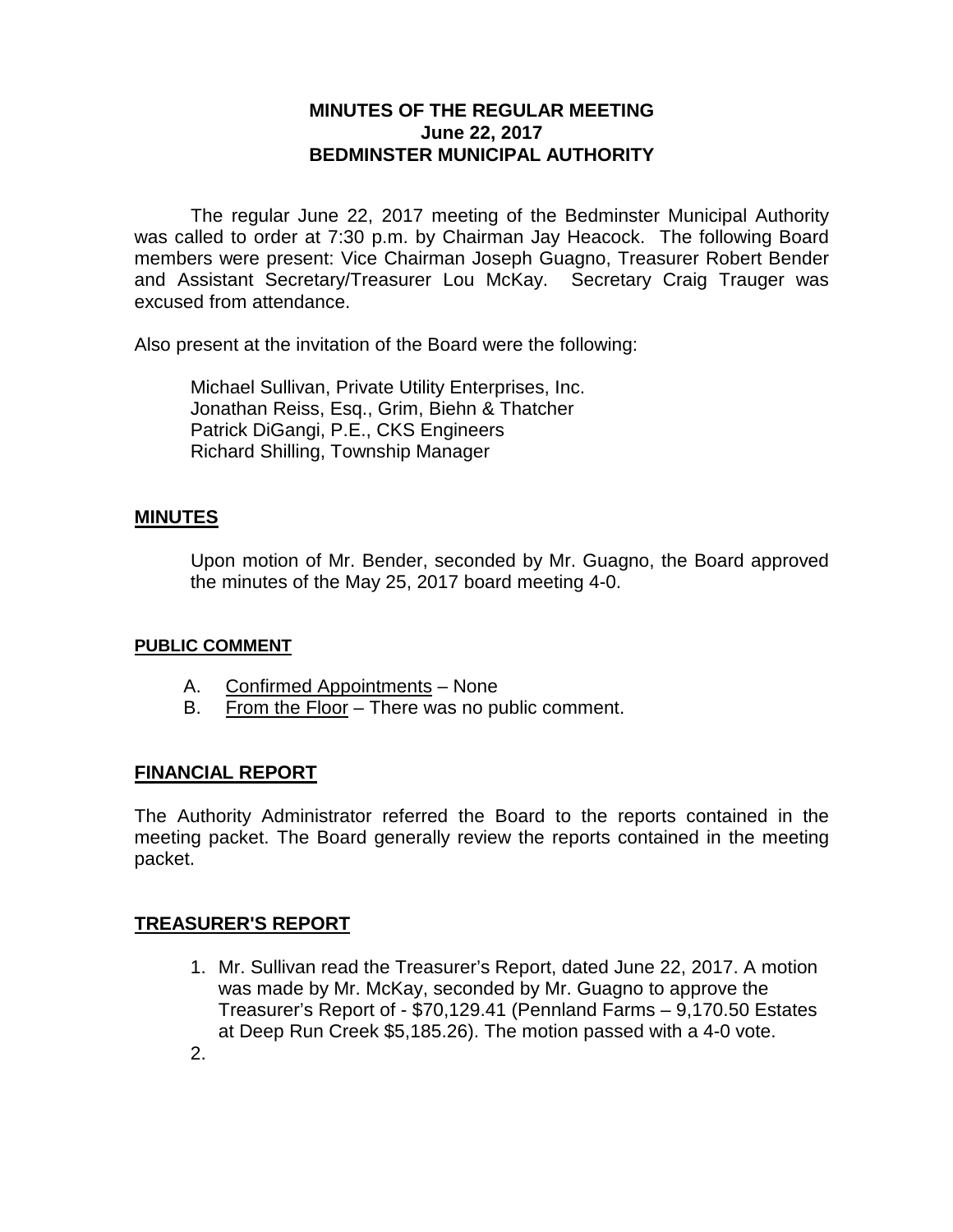# MINUTES OF THE REGULAR MEETING
## June 22, 2017
## BEDMINSTER MUNICIPAL AUTHORITY

The regular June 22, 2017 meeting of the Bedminster Municipal Authority was called to order at 7:30 p.m. by Chairman Jay Heacock. The following Board members were present: Vice Chairman Joseph Guagno, Treasurer Robert Bender and Assistant Secretary/Treasurer Lou McKay. Secretary Craig Trauger was excused from attendance.

Also present at the invitation of the Board were the following:

Michael Sullivan, Private Utility Enterprises, Inc.
Jonathan Reiss, Esq., Grim, Biehn & Thatcher
Patrick DiGangi, P.E., CKS Engineers
Richard Shilling, Township Manager

## MINUTES

Upon motion of Mr. Bender, seconded by Mr. Guagno, the Board approved the minutes of the May 25, 2017 board meeting 4-0.

## PUBLIC COMMENT

A. Confirmed Appointments – None
B. From the Floor – There was no public comment.

## FINANCIAL REPORT

The Authority Administrator referred the Board to the reports contained in the meeting packet. The Board generally review the reports contained in the meeting packet.

## TREASURER'S REPORT

1. Mr. Sullivan read the Treasurer's Report, dated June 22, 2017. A motion was made by Mr. McKay, seconded by Mr. Guagno to approve the Treasurer's Report of - $70,129.41 (Pennland Farms – 9,170.50 Estates at Deep Run Creek $5,185.26). The motion passed with a 4-0 vote.
2.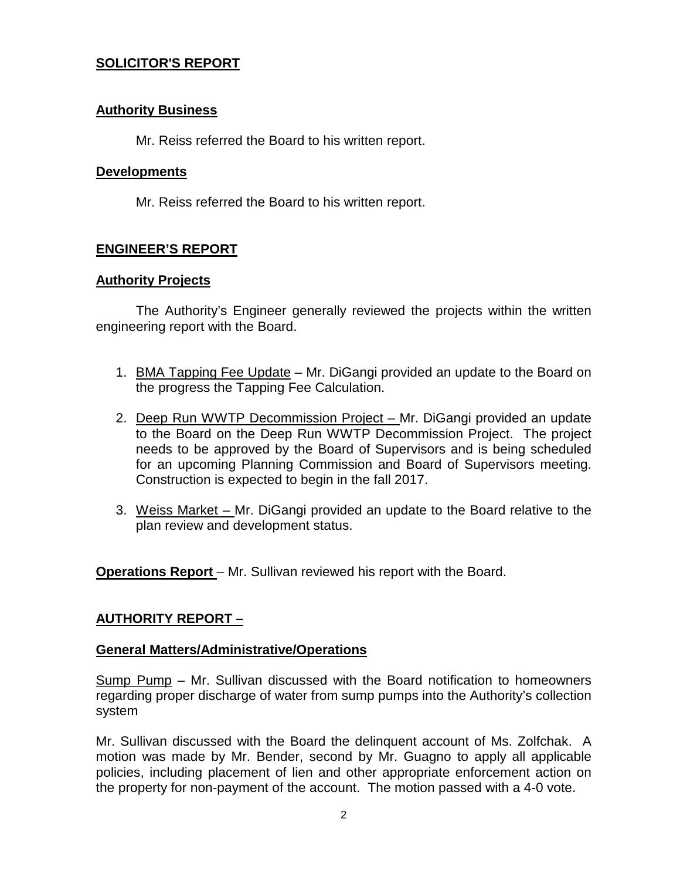## SOLICITOR'S REPORT

### Authority Business

Mr. Reiss referred the Board to his written report.

### Developments

Mr. Reiss referred the Board to his written report.

## ENGINEER'S REPORT

### Authority Projects

The Authority's Engineer generally reviewed the projects within the written engineering report with the Board.

1. BMA Tapping Fee Update – Mr. DiGangi provided an update to the Board on the progress the Tapping Fee Calculation.
2. Deep Run WWTP Decommission Project – Mr. DiGangi provided an update to the Board on the Deep Run WWTP Decommission Project. The project needs to be approved by the Board of Supervisors and is being scheduled for an upcoming Planning Commission and Board of Supervisors meeting. Construction is expected to begin in the fall 2017.
3. Weiss Market – Mr. DiGangi provided an update to the Board relative to the plan review and development status.

**Operations Report** – Mr. Sullivan reviewed his report with the Board.

## AUTHORITY REPORT –

### General Matters/Administrative/Operations

Sump Pump – Mr. Sullivan discussed with the Board notification to homeowners regarding proper discharge of water from sump pumps into the Authority's collection system

Mr. Sullivan discussed with the Board the delinquent account of Ms. Zolfchak. A motion was made by Mr. Bender, second by Mr. Guagno to apply all applicable policies, including placement of lien and other appropriate enforcement action on the property for non-payment of the account. The motion passed with a 4-0 vote.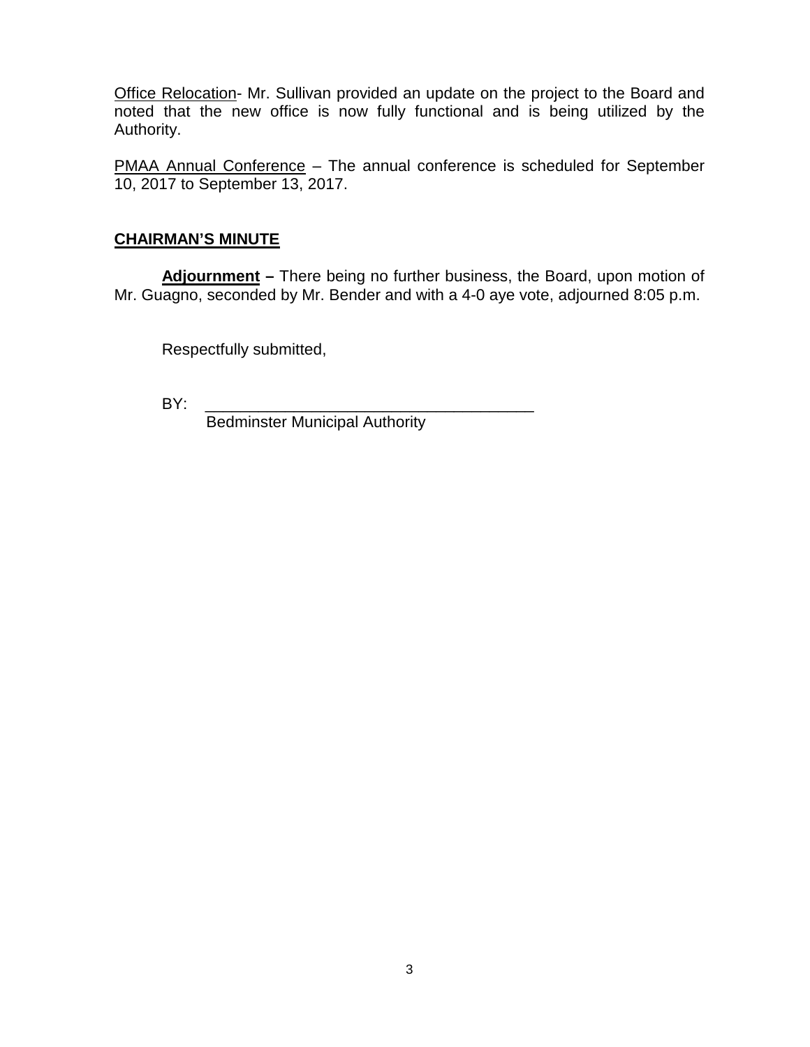Office Relocation- Mr. Sullivan provided an update on the project to the Board and noted that the new office is now fully functional and is being utilized by the Authority.

PMAA Annual Conference – The annual conference is scheduled for September 10, 2017 to September 13, 2017.

## CHAIRMAN'S MINUTE

**Adjournment –** There being no further business, the Board, upon motion of Mr. Guagno, seconded by Mr. Bender and with a 4-0 aye vote, adjourned 8:05 p.m.

Respectfully submitted,

BY: ______________________________________
Bedminster Municipal Authority